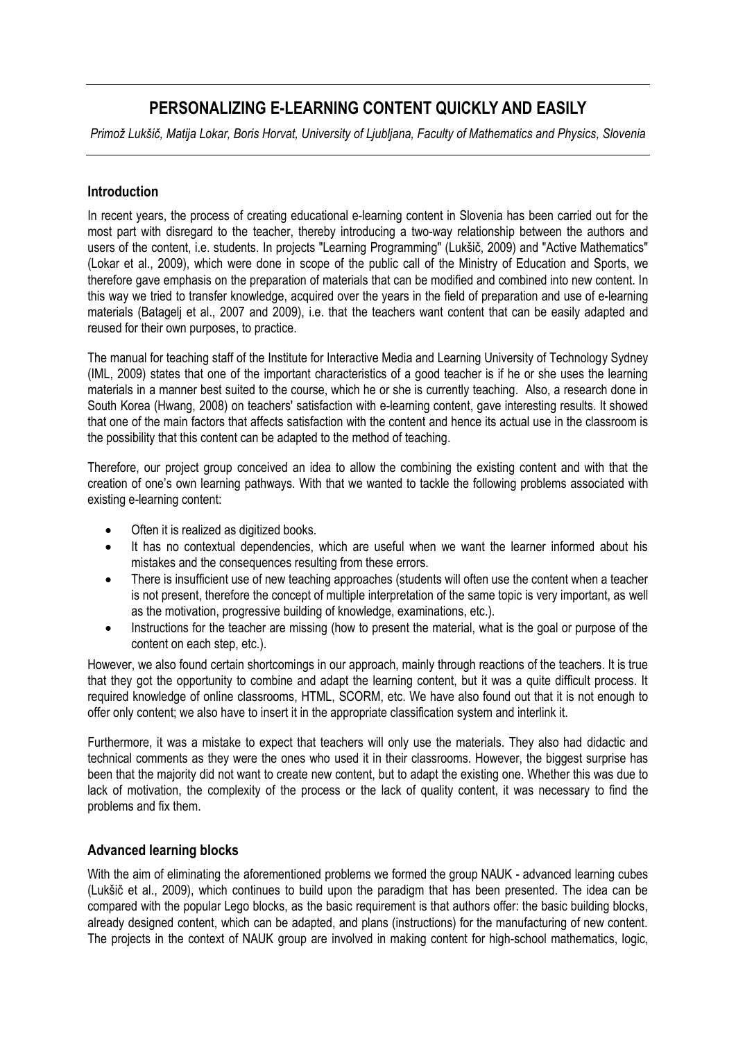# PERSONALIZING E-LEARNING CONTENT QUICKLY AND EASILY

*Primož Lukšič, Matija Lokar, Boris Horvat, University of Ljubljana, Faculty of Mathematics and Physics, Slovenia*

## Introduction

In recent years, the process of creating educational e-learning content in Slovenia has been carried out for the most part with disregard to the teacher, thereby introducing a two-way relationship between the authors and users of the content, i.e. students. In projects "Learning Programming" (Lukšič, 2009) and "Active Mathematics" (Lokar et al., 2009), which were done in scope of the public call of the Ministry of Education and Sports, we therefore gave emphasis on the preparation of materials that can be modified and combined into new content. In this way we tried to transfer knowledge, acquired over the years in the field of preparation and use of e-learning materials (Batagelj et al., 2007 and 2009), i.e. that the teachers want content that can be easily adapted and reused for their own purposes, to practice.

The manual for teaching staff of the Institute for Interactive Media and Learning University of Technology Sydney (IML, 2009) states that one of the important characteristics of a good teacher is if he or she uses the learning materials in a manner best suited to the course, which he or she is currently teaching. Also, a research done in South Korea (Hwang, 2008) on teachers' satisfaction with e-learning content, gave interesting results. It showed that one of the main factors that affects satisfaction with the content and hence its actual use in the classroom is the possibility that this content can be adapted to the method of teaching.

Therefore, our project group conceived an idea to allow the combining the existing content and with that the creation of one's own learning pathways. With that we wanted to tackle the following problems associated with existing e-learning content:

- Often it is realized as digitized books.
- It has no contextual dependencies, which are useful when we want the learner informed about his mistakes and the consequences resulting from these errors.
- There is insufficient use of new teaching approaches (students will often use the content when a teacher is not present, therefore the concept of multiple interpretation of the same topic is very important, as well as the motivation, progressive building of knowledge, examinations, etc.).
- Instructions for the teacher are missing (how to present the material, what is the goal or purpose of the content on each step, etc.).

However, we also found certain shortcomings in our approach, mainly through reactions of the teachers. It is true that they got the opportunity to combine and adapt the learning content, but it was a quite difficult process. It required knowledge of online classrooms, HTML, SCORM, etc. We have also found out that it is not enough to offer only content; we also have to insert it in the appropriate classification system and interlink it.

Furthermore, it was a mistake to expect that teachers will only use the materials. They also had didactic and technical comments as they were the ones who used it in their classrooms. However, the biggest surprise has been that the majority did not want to create new content, but to adapt the existing one. Whether this was due to lack of motivation, the complexity of the process or the lack of quality content, it was necessary to find the problems and fix them.

## Advanced learning blocks

With the aim of eliminating the aforementioned problems we formed the group NAUK - advanced learning cubes (Lukšič et al., 2009), which continues to build upon the paradigm that has been presented. The idea can be compared with the popular Lego blocks, as the basic requirement is that authors offer: the basic building blocks, already designed content, which can be adapted, and plans (instructions) for the manufacturing of new content. The projects in the context of NAUK group are involved in making content for high-school mathematics, logic,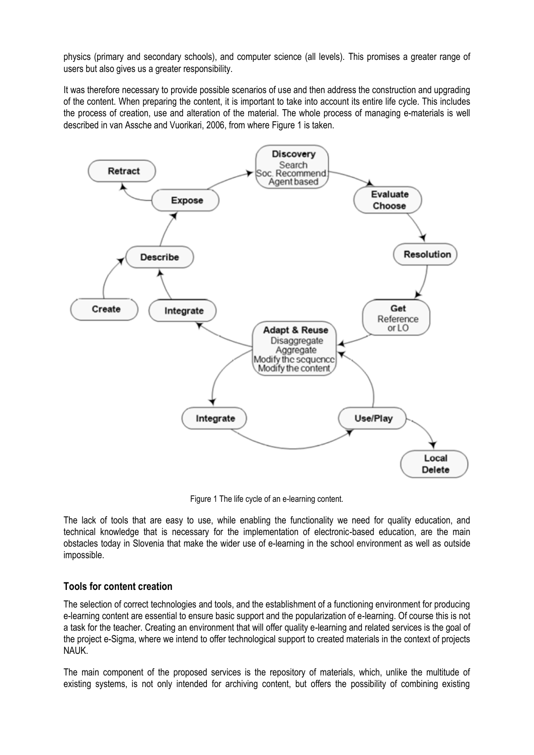physics (primary and secondary schools), and computer science (all levels). This promises a greater range of users but also gives us a greater responsibility.

It was therefore necessary to provide possible scenarios of use and then address the construction and upgrading of the content. When preparing the content, it is important to take into account its entire life cycle. This includes the process of creation, use and alteration of the material. The whole process of managing e-materials is well described in van Assche and Vuorikari, 2006, from where Figure 1 is taken.

Figure 1 The life cycle of an e-learning content.

The lack of tools that are easy to use, while enabling the functionality we need for quality education, and technical knowledge that is necessary for the implementation of electronic-based education, are the main obstacles today in Slovenia that make the wider use of e-learning in the school environment as well as outside impossible.

### Tools for content creation

The selection of correct technologies and tools, and the establishment of a functioning environment for producing e-learning content are essential to ensure basic support and the popularization of e-learning. Of course this is not a task for the teacher. Creating an environment that will offer quality e-learning and related services is the goal of the project e-Sigma, where we intend to offer technological support to created materials in the context of projects NAUK.

The main component of the proposed services is the repository of materials, which, unlike the multitude of existing systems, is not only intended for archiving content, but offers the possibility of combining existing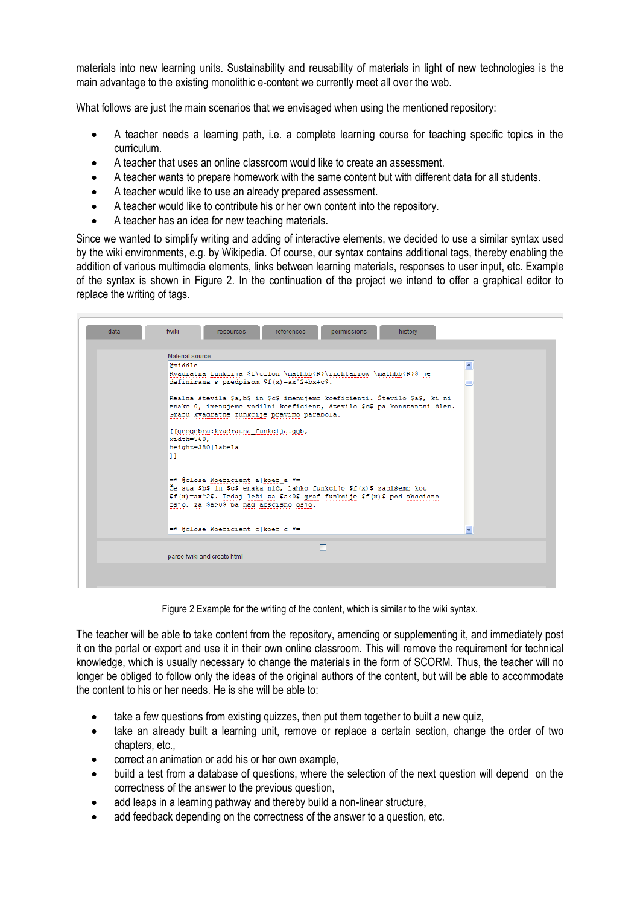materials into new learning units. Sustainability and reusability of materials in light of new technologies is the main advantage to the existing monolithic e-content we currently meet all over the web.

What follows are just the main scenarios that we envisaged when using the mentioned repository:

- A teacher needs a learning path, i.e. a complete learning course for teaching specific topics in the curriculum.
- A teacher that uses an online classroom would like to create an assessment.
- A teacher wants to prepare homework with the same content but with different data for all students.
- A teacher would like to use an already prepared assessment.
- A teacher would like to contribute his or her own content into the repository.
- A teacher has an idea for new teaching materials.

Since we wanted to simplify writing and adding of interactive elements, we decided to use a similar syntax used by the wiki environments, e.g. by Wikipedia. Of course, our syntax contains additional tags, thereby enabling the addition of various multimedia elements, links between learning materials, responses to user input, etc. Example of the syntax is shown in Figure 2. In the continuation of the project we intend to offer a graphical editor to replace the writing of tags.

data | fwiki | resources | references | permissions | history

Material source

```
@middle
Kvadratna funkcija $f\colon \mathbb{R}\rightarrow \mathbb{R}$ je
definirana s predpisom $f(x)=ax^2+bx+c$.

Realna števila $a,b$ in $c$ imenujemo koeficienti. Število $a$, ki ni
enako 0, imenujemo vodilni koeficient, število $c$ pa konstantni člen.
Grafu kvadratne funkcije pravimo parabola.

[[geogebra:kvadratna_funkcija.ggb,
width=560,
height=380|labela
]]

=* @close Koeficient a|koef_a *=
Če sta $b$ in $c$ enaka nič, lahko funkcijo $f(x)$ zapišemo kot
$f(x)=ax^2$. Tedaj leži za $a<0$ graf funkcije $f(x)$ pod abscisno
osjo, za $a>0$ pa nad abscisno osjo.

=* @close Koeficient c|koef_c *=
```

parse fwiki and create html

Figure 2 Example for the writing of the content, which is similar to the wiki syntax.

The teacher will be able to take content from the repository, amending or supplementing it, and immediately post it on the portal or export and use it in their own online classroom. This will remove the requirement for technical knowledge, which is usually necessary to change the materials in the form of SCORM. Thus, the teacher will no longer be obliged to follow only the ideas of the original authors of the content, but will be able to accommodate the content to his or her needs. He is she will be able to:

- take a few questions from existing quizzes, then put them together to built a new quiz,
- take an already built a learning unit, remove or replace a certain section, change the order of two chapters, etc.,
- correct an animation or add his or her own example,
- build a test from a database of questions, where the selection of the next question will depend on the correctness of the answer to the previous question,
- add leaps in a learning pathway and thereby build a non-linear structure,
- add feedback depending on the correctness of the answer to a question, etc.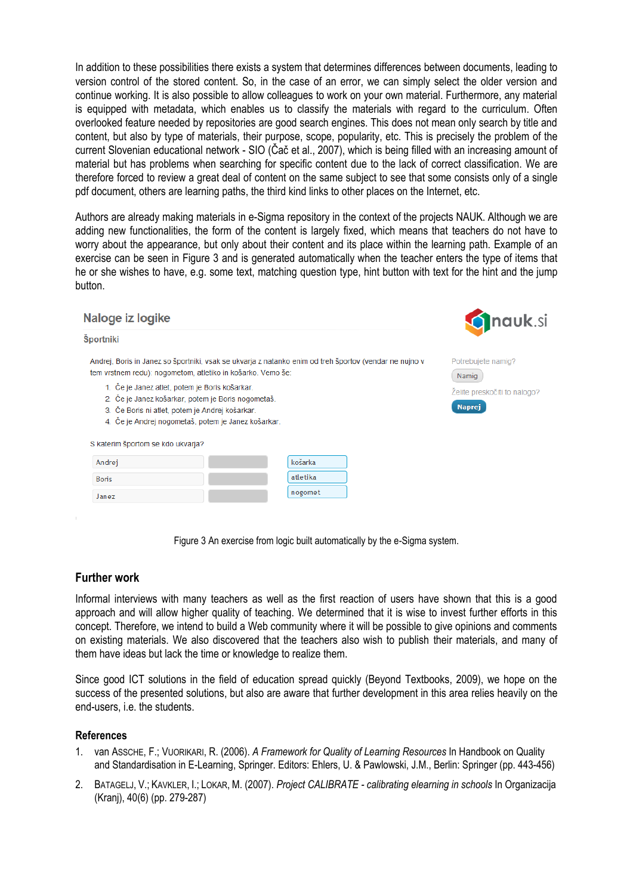In addition to these possibilities there exists a system that determines differences between documents, leading to version control of the stored content. So, in the case of an error, we can simply select the older version and continue working. It is also possible to allow colleagues to work on your own material. Furthermore, any material is equipped with metadata, which enables us to classify the materials with regard to the curriculum. Often overlooked feature needed by repositories are good search engines. This does not mean only search by title and content, but also by type of materials, their purpose, scope, popularity, etc. This is precisely the problem of the current Slovenian educational network - SIO (Čač et al., 2007), which is being filled with an increasing amount of material but has problems when searching for specific content due to the lack of correct classification. We are therefore forced to review a great deal of content on the same subject to see that some consists only of a single pdf document, others are learning paths, the third kind links to other places on the Internet, etc.

Authors are already making materials in e-Sigma repository in the context of the projects NAUK. Although we are adding new functionalities, the form of the content is largely fixed, which means that teachers do not have to worry about the appearance, but only about their content and its place within the learning path. Example of an exercise can be seen in Figure 3 and is generated automatically when the teacher enters the type of items that he or she wishes to have, e.g. some text, matching question type, hint button with text for the hint and the jump button.

Figure 3 An exercise from logic built automatically by the e-Sigma system.

## Further work

Informal interviews with many teachers as well as the first reaction of users have shown that this is a good approach and will allow higher quality of teaching. We determined that it is wise to invest further efforts in this concept. Therefore, we intend to build a Web community where it will be possible to give opinions and comments on existing materials. We also discovered that the teachers also wish to publish their materials, and many of them have ideas but lack the time or knowledge to realize them.

Since good ICT solutions in the field of education spread quickly (Beyond Textbooks, 2009), we hope on the success of the presented solutions, but also are aware that further development in this area relies heavily on the end-users, i.e. the students.

## References

1. van Assche, F.; Vuorikari, R. (2006). *A Framework for Quality of Learning Resources* In Handbook on Quality and Standardisation in E-Learning, Springer. Editors: Ehlers, U. & Pawlowski, J.M., Berlin: Springer (pp. 443-456)
2. Batagelj, V.; Kavkler, I.; Lokar, M. (2007). *Project CALIBRATE - calibrating elearning in schools* In Organizacija (Kranj), 40(6) (pp. 279-287)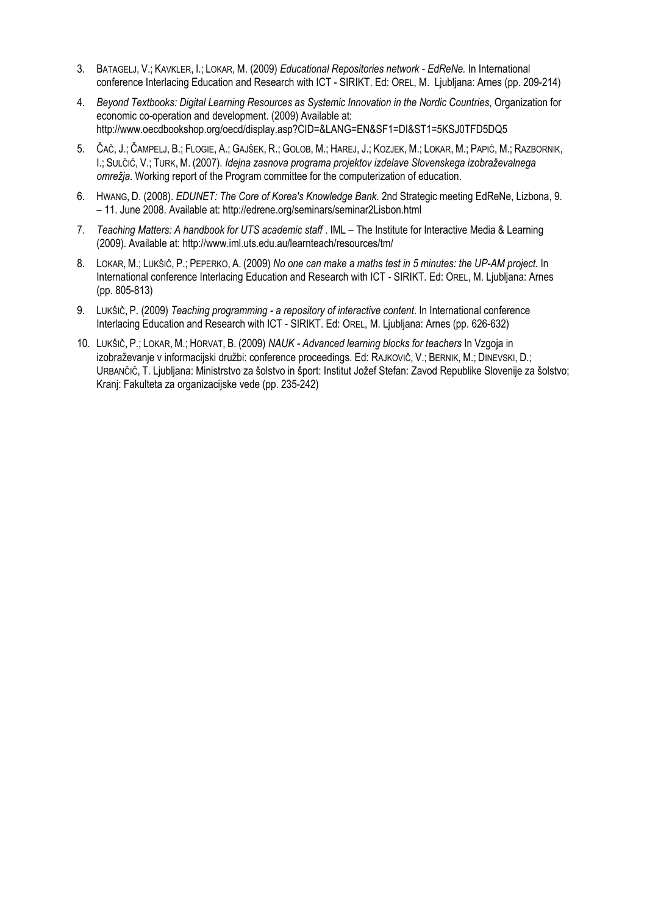3. Batagelj, V.; Kavkler, I.; Lokar, M. (2009) *Educational Repositories network - EdReNe.* In International conference Interlacing Education and Research with ICT - SIRIKT. Ed: Orel, M. Ljubljana: Arnes (pp. 209-214)

4. *Beyond Textbooks: Digital Learning Resources as Systemic Innovation in the Nordic Countries*, Organization for economic co-operation and development. (2009) Available at: http://www.oecdbookshop.org/oecd/display.asp?CID=&LANG=EN&SF1=DI&ST1=5KSJ0TFD5DQ5

5. Čač, J.; Čampelj, B.; Flogie, A.; Gajšek, R.; Golob, M.; Harej, J.; Kozjek, M.; Lokar, M.; Papić, M.; Razbornik, I.; Sulčič, V.; Turk, M. (2007). *Idejna zasnova programa projektov izdelave Slovenskega izobraževalnega omrežja.* Working report of the Program committee for the computerization of education.

6. Hwang, D. (2008). *EDUNET: The Core of Korea's Knowledge Bank*. 2nd Strategic meeting EdReNe, Lizbona, 9. – 11. June 2008. Available at: http://edrene.org/seminars/seminar2Lisbon.html

7. *Teaching Matters: A handbook for UTS academic staff* . IML – The Institute for Interactive Media & Learning (2009). Available at: http://www.iml.uts.edu.au/learnteach/resources/tm/

8. Lokar, M.; Lukšič, P.; Peperko, A. (2009) *No one can make a maths test in 5 minutes: the UP-AM project.* In International conference Interlacing Education and Research with ICT - SIRIKT. Ed: Orel, M. Ljubljana: Arnes (pp. 805-813)

9. Lukšič, P. (2009) *Teaching programming - a repository of interactive content*. In International conference Interlacing Education and Research with ICT - SIRIKT. Ed: Orel, M. Ljubljana: Arnes (pp. 626-632)

10. Lukšič, P.; Lokar, M.; Horvat, B. (2009) *NAUK - Advanced learning blocks for teachers* In Vzgoja in izobraževanje v informacijski družbi: conference proceedings. Ed: Rajkovič, V.; Bernik, M.; Dinevski, D.; Urbančič, T. Ljubljana: Ministrstvo za šolstvo in šport: Institut Jožef Stefan: Zavod Republike Slovenije za šolstvo; Kranj: Fakulteta za organizacijske vede (pp. 235-242)